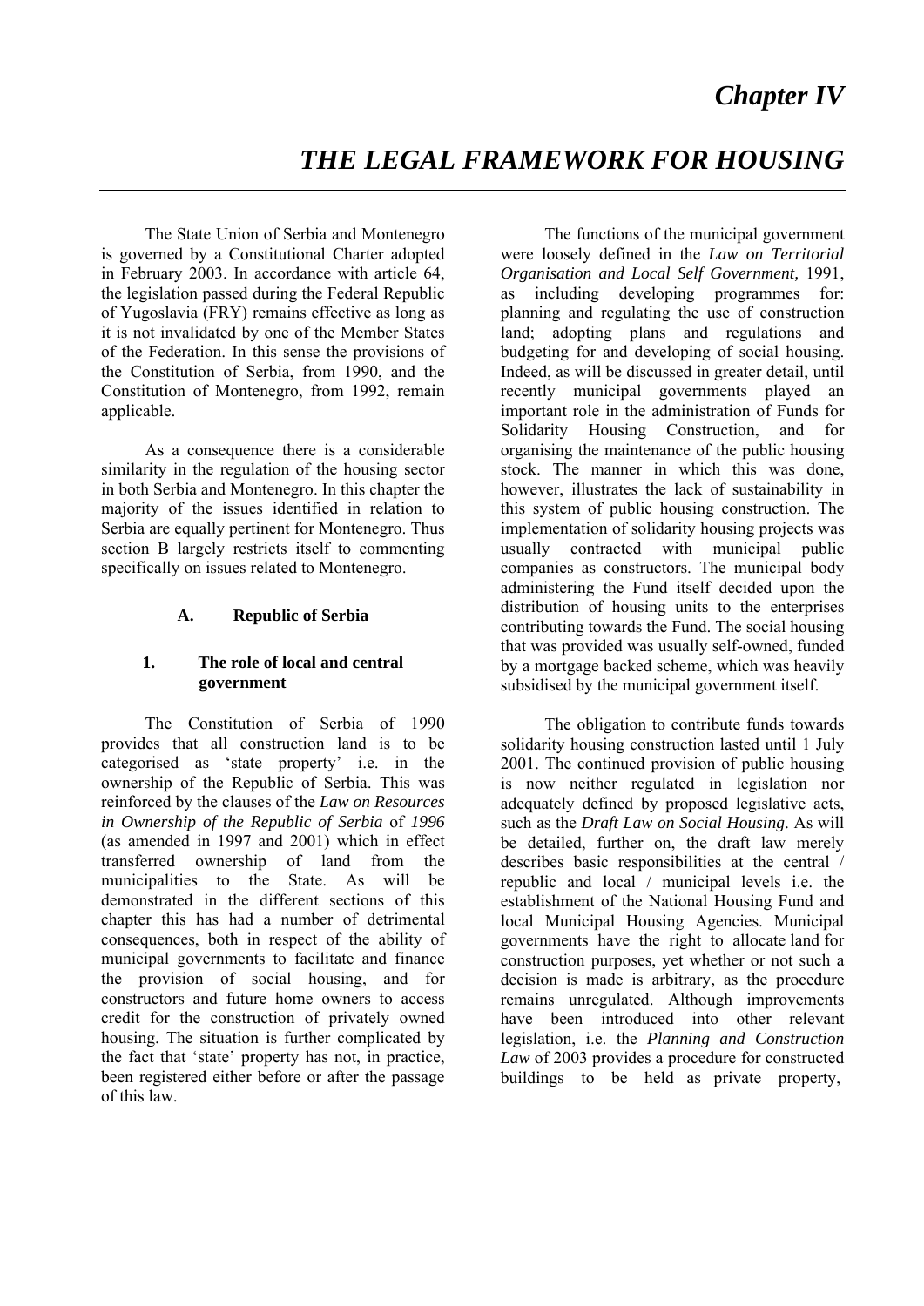# Chapter IV

# THE LEGAL FRAMEWORK FOR HOUSING

The State Union of Serbia and Montenegro is governed by a Constitutional Charter adopted in February 2003. In accordance with article 64, the legislation passed during the Federal Republic of Yugoslavia (FRY) remains effective as long as it is not invalidated by one of the Member States of the Federation. In this sense the provisions of the Constitution of Serbia, from 1990, and the Constitution of Montenegro, from 1992, remain applicable.

As a consequence there is a considerable similarity in the regulation of the housing sector in both Serbia and Montenegro. In this chapter the majority of the issues identified in relation to Serbia are equally pertinent for Montenegro. Thus section B largely restricts itself to commenting specifically on issues related to Montenegro.

## A. Republic of Serbia

### 1. The role of local and central government

The Constitution of Serbia of 1990 provides that all construction land is to be categorised as 'state property' i.e. in the ownership of the Republic of Serbia. This was reinforced by the clauses of the *Law on Resources in Ownership of the Republic of Serbia* of *1996* (as amended in 1997 and 2001) which in effect transferred ownership of land from the municipalities to the State. As will be demonstrated in the different sections of this chapter this has had a number of detrimental consequences, both in respect of the ability of municipal governments to facilitate and finance the provision of social housing, and for constructors and future home owners to access credit for the construction of privately owned housing. The situation is further complicated by the fact that 'state' property has not, in practice, been registered either before or after the passage of this law.

The functions of the municipal government were loosely defined in the *Law on Territorial Organisation and Local Self Government,* 1991, as including developing programmes for: planning and regulating the use of construction land; adopting plans and regulations and budgeting for and developing of social housing. Indeed, as will be discussed in greater detail, until recently municipal governments played an important role in the administration of Funds for Solidarity Housing Construction, and for organising the maintenance of the public housing stock. The manner in which this was done, however, illustrates the lack of sustainability in this system of public housing construction. The implementation of solidarity housing projects was usually contracted with municipal public companies as constructors. The municipal body administering the Fund itself decided upon the distribution of housing units to the enterprises contributing towards the Fund. The social housing that was provided was usually self-owned, funded by a mortgage backed scheme, which was heavily subsidised by the municipal government itself.

The obligation to contribute funds towards solidarity housing construction lasted until 1 July 2001. The continued provision of public housing is now neither regulated in legislation nor adequately defined by proposed legislative acts, such as the *Draft Law on Social Housing*. As will be detailed, further on, the draft law merely describes basic responsibilities at the central / republic and local / municipal levels i.e. the establishment of the National Housing Fund and local Municipal Housing Agencies. Municipal governments have the right to allocate land for construction purposes, yet whether or not such a decision is made is arbitrary, as the procedure remains unregulated. Although improvements have been introduced into other relevant legislation, i.e. the *Planning and Construction Law* of 2003 provides a procedure for constructed buildings to be held as private property,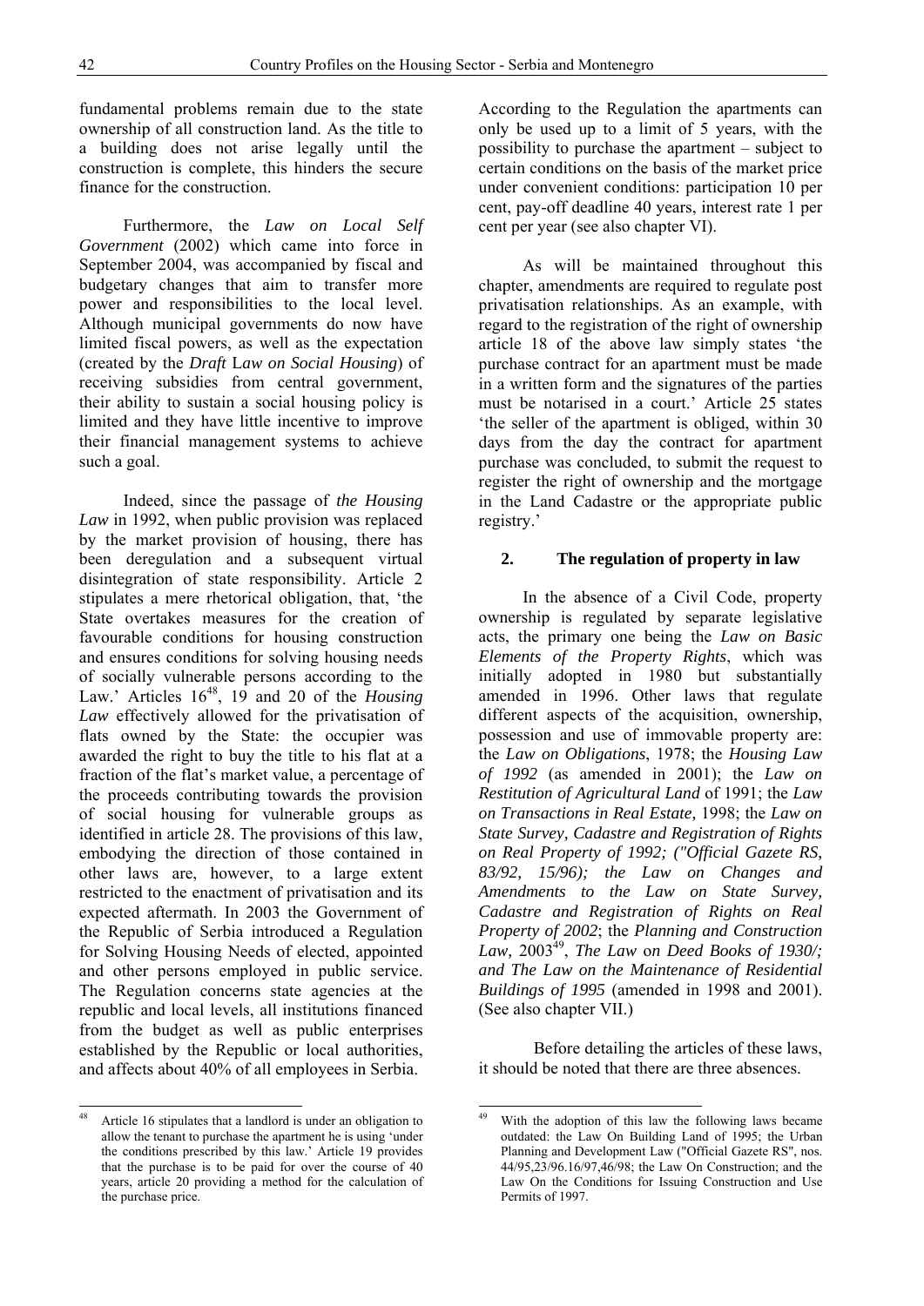fundamental problems remain due to the state ownership of all construction land. As the title to a building does not arise legally until the construction is complete, this hinders the secure finance for the construction.

Furthermore, the *Law on Local Self Government* (2002) which came into force in September 2004, was accompanied by fiscal and budgetary changes that aim to transfer more power and responsibilities to the local level. Although municipal governments do now have limited fiscal powers, as well as the expectation (created by the *Draft Law on Social Housing*) of receiving subsidies from central government, their ability to sustain a social housing policy is limited and they have little incentive to improve their financial management systems to achieve such a goal.

Indeed, since the passage of *the Housing Law* in 1992, when public provision was replaced by the market provision of housing, there has been deregulation and a subsequent virtual disintegration of state responsibility. Article 2 stipulates a mere rhetorical obligation, that, 'the State overtakes measures for the creation of favourable conditions for housing construction and ensures conditions for solving housing needs of socially vulnerable persons according to the Law.' Articles 16[48], 19 and 20 of the *Housing Law* effectively allowed for the privatisation of flats owned by the State: the occupier was awarded the right to buy the title to his flat at a fraction of the flat's market value, a percentage of the proceeds contributing towards the provision of social housing for vulnerable groups as identified in article 28. The provisions of this law, embodying the direction of those contained in other laws are, however, to a large extent restricted to the enactment of privatisation and its expected aftermath. In 2003 the Government of the Republic of Serbia introduced a Regulation for Solving Housing Needs of elected, appointed and other persons employed in public service. The Regulation concerns state agencies at the republic and local levels, all institutions financed from the budget as well as public enterprises established by the Republic or local authorities, and affects about 40% of all employees in Serbia.

According to the Regulation the apartments can only be used up to a limit of 5 years, with the possibility to purchase the apartment – subject to certain conditions on the basis of the market price under convenient conditions: participation 10 per cent, pay-off deadline 40 years, interest rate 1 per cent per year (see also chapter VI).

As will be maintained throughout this chapter, amendments are required to regulate post privatisation relationships. As an example, with regard to the registration of the right of ownership article 18 of the above law simply states 'the purchase contract for an apartment must be made in a written form and the signatures of the parties must be notarised in a court.' Article 25 states 'the seller of the apartment is obliged, within 30 days from the day the contract for apartment purchase was concluded, to submit the request to register the right of ownership and the mortgage in the Land Cadastre or the appropriate public registry.'

## 2. The regulation of property in law

In the absence of a Civil Code, property ownership is regulated by separate legislative acts, the primary one being the *Law on Basic Elements of the Property Rights*, which was initially adopted in 1980 but substantially amended in 1996. Other laws that regulate different aspects of the acquisition, ownership, possession and use of immovable property are: the *Law on Obligations*, 1978; the *Housing Law of 1992* (as amended in 2001); the *Law on Restitution of Agricultural Land* of 1991; the *Law on Transactions in Real Estate*, 1998; the *Law on State Survey, Cadastre and Registration of Rights on Real Property of 1992; ("Official Gazette RS, 83/92, 15/96); the Law on Changes and Amendments to the Law on State Survey, Cadastre and Registration of Rights on Real Property of 2002*; the *Planning and Construction Law*, 2003[49], *The Law on Deed Books of 1930/; and The Law on the Maintenance of Residential Buildings of 1995* (amended in 1998 and 2001). (See also chapter VII.)

Before detailing the articles of these laws, it should be noted that there are three absences.

---

[48] Article 16 stipulates that a landlord is under an obligation to allow the tenant to purchase the apartment he is using 'under the conditions prescribed by this law.' Article 19 provides that the purchase is to be paid for over the course of 40 years, article 20 providing a method for the calculation of the purchase price.

[49] With the adoption of this law the following laws became outdated: the Law On Building Land of 1995; the Urban Planning and Development Law ("Official Gazete RS", nos. 44/95,23/96.16/97,46/98; the Law On Construction; and the Law On the Conditions for Issuing Construction and Use Permits of 1997.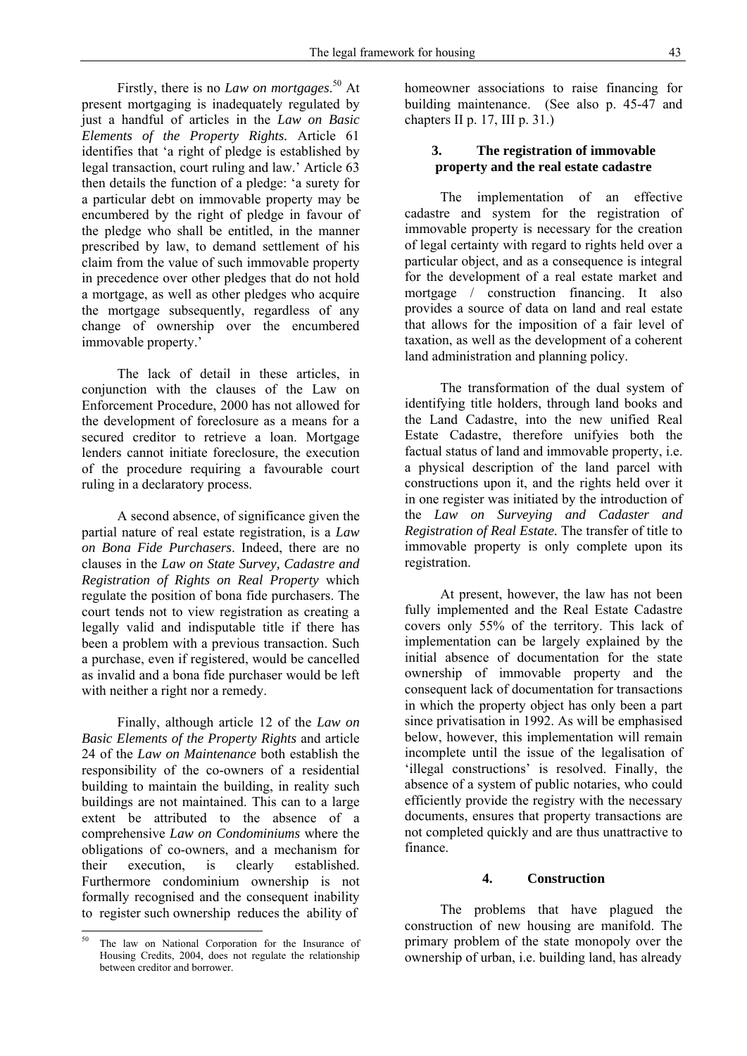Firstly, there is no *Law on mortgages*.[50] At present mortgaging is inadequately regulated by just a handful of articles in the *Law on Basic Elements of the Property Rights.* Article 61 identifies that 'a right of pledge is established by legal transaction, court ruling and law.' Article 63 then details the function of a pledge: 'a surety for a particular debt on immovable property may be encumbered by the right of pledge in favour of the pledge who shall be entitled, in the manner prescribed by law, to demand settlement of his claim from the value of such immovable property in precedence over other pledges that do not hold a mortgage, as well as other pledges who acquire the mortgage subsequently, regardless of any change of ownership over the encumbered immovable property.'

The lack of detail in these articles, in conjunction with the clauses of the Law on Enforcement Procedure, 2000 has not allowed for the development of foreclosure as a means for a secured creditor to retrieve a loan. Mortgage lenders cannot initiate foreclosure, the execution of the procedure requiring a favourable court ruling in a declaratory process.

A second absence, of significance given the partial nature of real estate registration, is a *Law on Bona Fide Purchasers*. Indeed, there are no clauses in the *Law on State Survey, Cadastre and Registration of Rights on Real Property* which regulate the position of bona fide purchasers. The court tends not to view registration as creating a legally valid and indisputable title if there has been a problem with a previous transaction. Such a purchase, even if registered, would be cancelled as invalid and a bona fide purchaser would be left with neither a right nor a remedy.

Finally, although article 12 of the *Law on Basic Elements of the Property Rights* and article 24 of the *Law on Maintenance* both establish the responsibility of the co-owners of a residential building to maintain the building, in reality such buildings are not maintained. This can to a large extent be attributed to the absence of a comprehensive *Law on Condominiums* where the obligations of co-owners, and a mechanism for their execution, is clearly established. Furthermore condominium ownership is not formally recognised and the consequent inability to register such ownership reduces the ability of homeowner associations to raise financing for building maintenance. (See also p. 45-47 and chapters II p. 17, III p. 31.)

### 3. The registration of immovable property and the real estate cadastre

The implementation of an effective cadastre and system for the registration of immovable property is necessary for the creation of legal certainty with regard to rights held over a particular object, and as a consequence is integral for the development of a real estate market and mortgage / construction financing. It also provides a source of data on land and real estate that allows for the imposition of a fair level of taxation, as well as the development of a coherent land administration and planning policy.

The transformation of the dual system of identifying title holders, through land books and the Land Cadastre, into the new unified Real Estate Cadastre, therefore unifyies both the factual status of land and immovable property, i.e. a physical description of the land parcel with constructions upon it, and the rights held over it in one register was initiated by the introduction of the *Law on Surveying and Cadaster and Registration of Real Estate.* The transfer of title to immovable property is only complete upon its registration.

At present, however, the law has not been fully implemented and the Real Estate Cadastre covers only 55% of the territory. This lack of implementation can be largely explained by the initial absence of documentation for the state ownership of immovable property and the consequent lack of documentation for transactions in which the property object has only been a part since privatisation in 1992. As will be emphasised below, however, this implementation will remain incomplete until the issue of the legalisation of 'illegal constructions' is resolved. Finally, the absence of a system of public notaries, who could efficiently provide the registry with the necessary documents, ensures that property transactions are not completed quickly and are thus unattractive to finance.

### 4. Construction

The problems that have plagued the construction of new housing are manifold. The primary problem of the state monopoly over the ownership of urban, i.e. building land, has already

---

[50] The law on National Corporation for the Insurance of Housing Credits, 2004, does not regulate the relationship between creditor and borrower.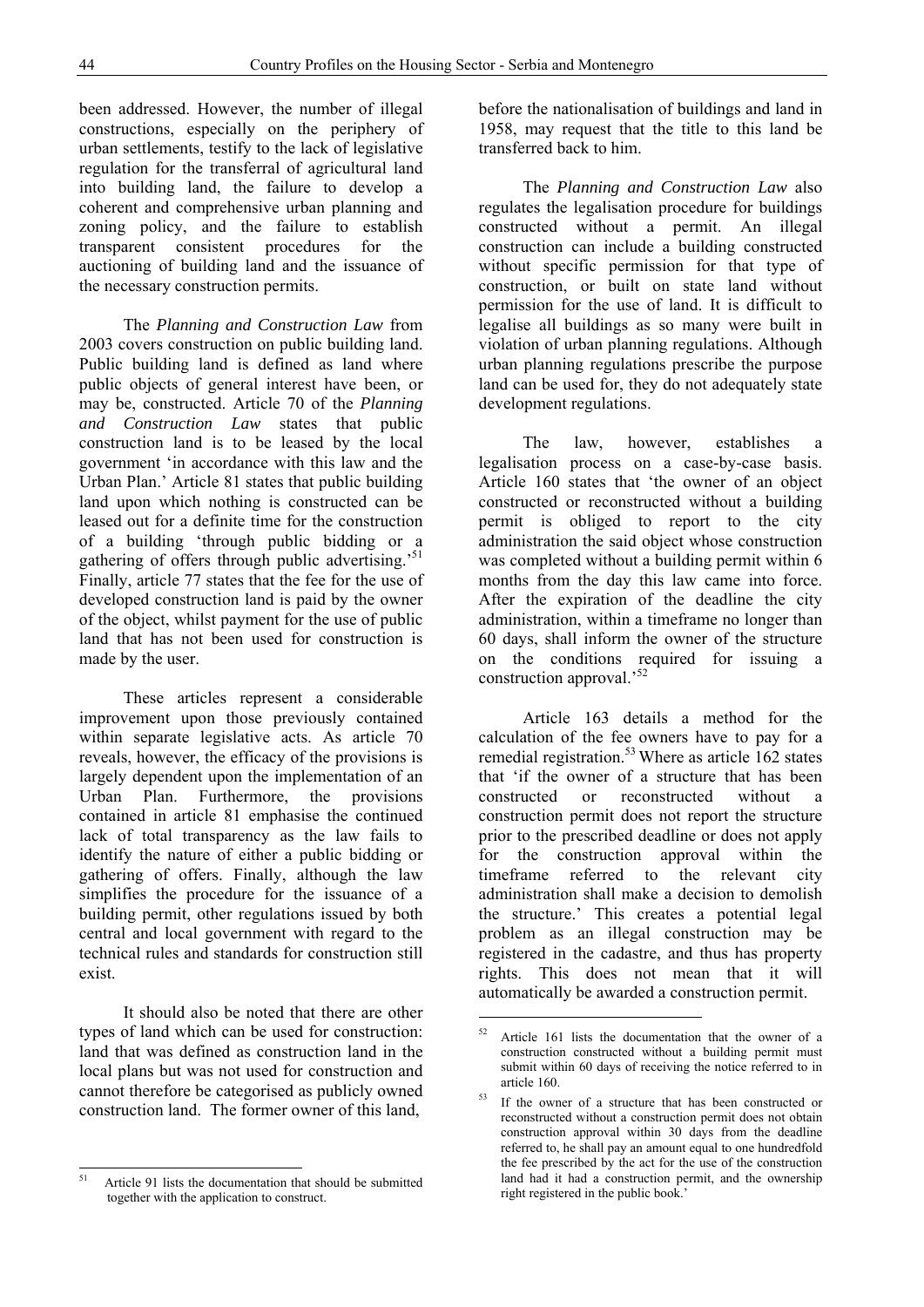been addressed. However, the number of illegal constructions, especially on the periphery of urban settlements, testify to the lack of legislative regulation for the transferral of agricultural land into building land, the failure to develop a coherent and comprehensive urban planning and zoning policy, and the failure to establish transparent consistent procedures for the auctioning of building land and the issuance of the necessary construction permits.

The *Planning and Construction Law* from 2003 covers construction on public building land. Public building land is defined as land where public objects of general interest have been, or may be, constructed. Article 70 of the *Planning and Construction Law* states that public construction land is to be leased by the local government 'in accordance with this law and the Urban Plan.' Article 81 states that public building land upon which nothing is constructed can be leased out for a definite time for the construction of a building 'through public bidding or a gathering of offers through public advertising.'[51] Finally, article 77 states that the fee for the use of developed construction land is paid by the owner of the object, whilst payment for the use of public land that has not been used for construction is made by the user.

These articles represent a considerable improvement upon those previously contained within separate legislative acts. As article 70 reveals, however, the efficacy of the provisions is largely dependent upon the implementation of an Urban Plan. Furthermore, the provisions contained in article 81 emphasise the continued lack of total transparency as the law fails to identify the nature of either a public bidding or gathering of offers. Finally, although the law simplifies the procedure for the issuance of a building permit, other regulations issued by both central and local government with regard to the technical rules and standards for construction still exist.

It should also be noted that there are other types of land which can be used for construction: land that was defined as construction land in the local plans but was not used for construction and cannot therefore be categorised as publicly owned construction land. The former owner of this land, before the nationalisation of buildings and land in 1958, may request that the title to this land be transferred back to him.

The *Planning and Construction Law* also regulates the legalisation procedure for buildings constructed without a permit. An illegal construction can include a building constructed without specific permission for that type of construction, or built on state land without permission for the use of land. It is difficult to legalise all buildings as so many were built in violation of urban planning regulations. Although urban planning regulations prescribe the purpose land can be used for, they do not adequately state development regulations.

The law, however, establishes a legalisation process on a case-by-case basis. Article 160 states that 'the owner of an object constructed or reconstructed without a building permit is obliged to report to the city administration the said object whose construction was completed without a building permit within 6 months from the day this law came into force. After the expiration of the deadline the city administration, within a timeframe no longer than 60 days, shall inform the owner of the structure on the conditions required for issuing a construction approval.'[52]

Article 163 details a method for the calculation of the fee owners have to pay for a remedial registration.[53] Where as article 162 states that 'if the owner of a structure that has been constructed or reconstructed without a construction permit does not report the structure prior to the prescribed deadline or does not apply for the construction approval within the timeframe referred to the relevant city administration shall make a decision to demolish the structure.' This creates a potential legal problem as an illegal construction may be registered in the cadastre, and thus has property rights. This does not mean that it will automatically be awarded a construction permit.

---

[51] Article 91 lists the documentation that should be submitted together with the application to construct.

[52] Article 161 lists the documentation that the owner of a construction constructed without a building permit must submit within 60 days of receiving the notice referred to in article 160.

[53] If the owner of a structure that has been constructed or reconstructed without a construction permit does not obtain construction approval within 30 days from the deadline referred to, he shall pay an amount equal to one hundredfold the fee prescribed by the act for the use of the construction land had it had a construction permit, and the ownership right registered in the public book.'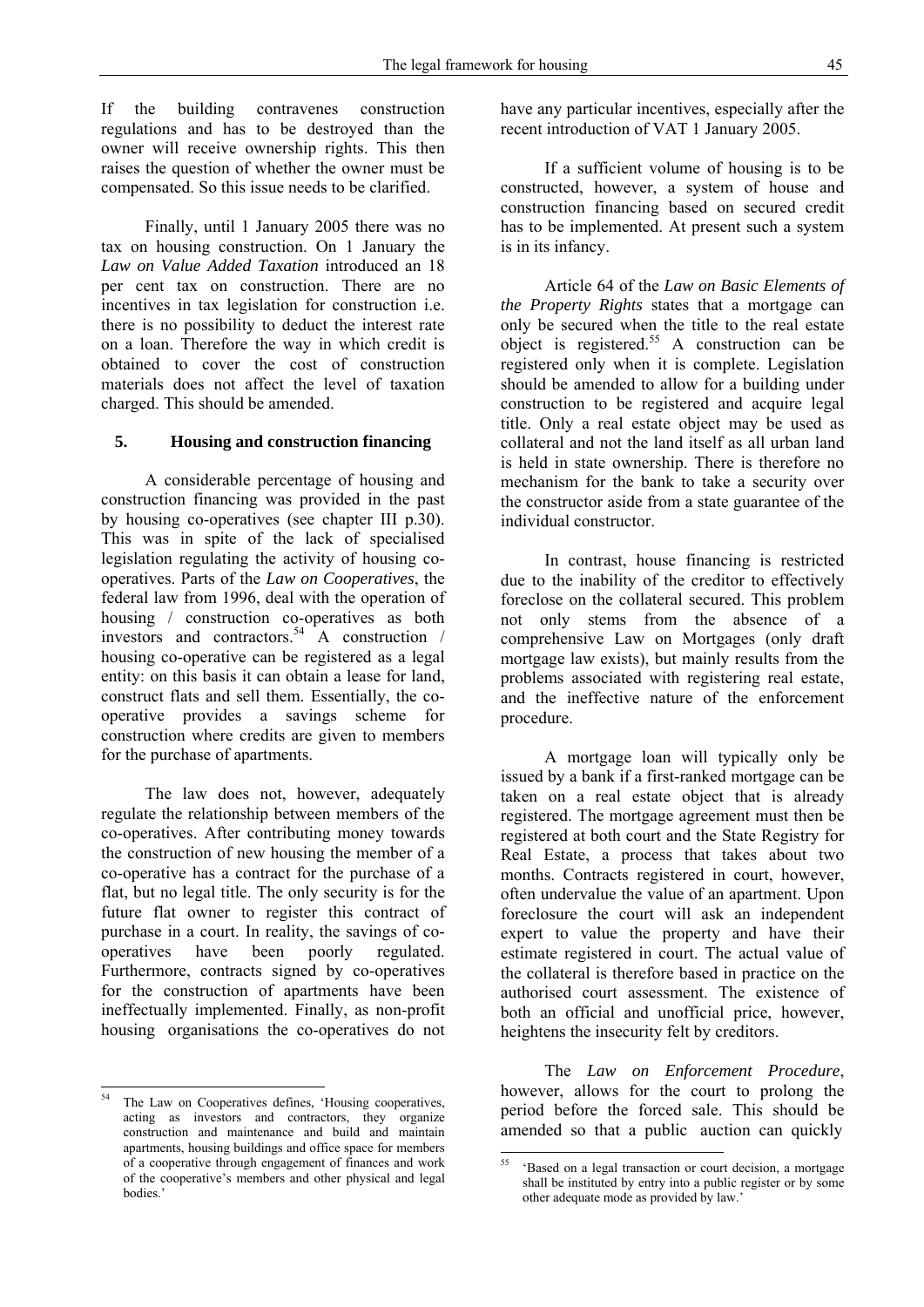If the building contravenes construction regulations and has to be destroyed than the owner will receive ownership rights. This then raises the question of whether the owner must be compensated. So this issue needs to be clarified.

Finally, until 1 January 2005 there was no tax on housing construction. On 1 January the *Law on Value Added Taxation* introduced an 18 per cent tax on construction. There are no incentives in tax legislation for construction i.e. there is no possibility to deduct the interest rate on a loan. Therefore the way in which credit is obtained to cover the cost of construction materials does not affect the level of taxation charged. This should be amended.

## 5. Housing and construction financing

A considerable percentage of housing and construction financing was provided in the past by housing co-operatives (see chapter III p.30). This was in spite of the lack of specialised legislation regulating the activity of housing co-operatives. Parts of the *Law on Cooperatives*, the federal law from 1996, deal with the operation of housing / construction co-operatives as both investors and contractors.[54] A construction / housing co-operative can be registered as a legal entity: on this basis it can obtain a lease for land, construct flats and sell them. Essentially, the co-operative provides a savings scheme for construction where credits are given to members for the purchase of apartments.

The law does not, however, adequately regulate the relationship between members of the co-operatives. After contributing money towards the construction of new housing the member of a co-operative has a contract for the purchase of a flat, but no legal title. The only security is for the future flat owner to register this contract of purchase in a court. In reality, the savings of co-operatives have been poorly regulated. Furthermore, contracts signed by co-operatives for the construction of apartments have been ineffectually implemented. Finally, as non-profit housing organisations the co-operatives do not have any particular incentives, especially after the recent introduction of VAT 1 January 2005.

If a sufficient volume of housing is to be constructed, however, a system of house and construction financing based on secured credit has to be implemented. At present such a system is in its infancy.

Article 64 of the *Law on Basic Elements of the Property Rights* states that a mortgage can only be secured when the title to the real estate object is registered.[55] A construction can be registered only when it is complete. Legislation should be amended to allow for a building under construction to be registered and acquire legal title. Only a real estate object may be used as collateral and not the land itself as all urban land is held in state ownership. There is therefore no mechanism for the bank to take a security over the constructor aside from a state guarantee of the individual constructor.

In contrast, house financing is restricted due to the inability of the creditor to effectively foreclose on the collateral secured. This problem not only stems from the absence of a comprehensive Law on Mortgages (only draft mortgage law exists), but mainly results from the problems associated with registering real estate, and the ineffective nature of the enforcement procedure.

A mortgage loan will typically only be issued by a bank if a first-ranked mortgage can be taken on a real estate object that is already registered. The mortgage agreement must then be registered at both court and the State Registry for Real Estate, a process that takes about two months. Contracts registered in court, however, often undervalue the value of an apartment. Upon foreclosure the court will ask an independent expert to value the property and have their estimate registered in court. The actual value of the collateral is therefore based in practice on the authorised court assessment. The existence of both an official and unofficial price, however, heightens the insecurity felt by creditors.

The *Law on Enforcement Procedure*, however, allows for the court to prolong the period before the forced sale. This should be amended so that a public auction can quickly

---

[54] The Law on Cooperatives defines, 'Housing cooperatives, acting as investors and contractors, they organize construction and maintenance and build and maintain apartments, housing buildings and office space for members of a cooperative through engagement of finances and work of the cooperative's members and other physical and legal bodies.'

[55] 'Based on a legal transaction or court decision, a mortgage shall be instituted by entry into a public register or by some other adequate mode as provided by law.'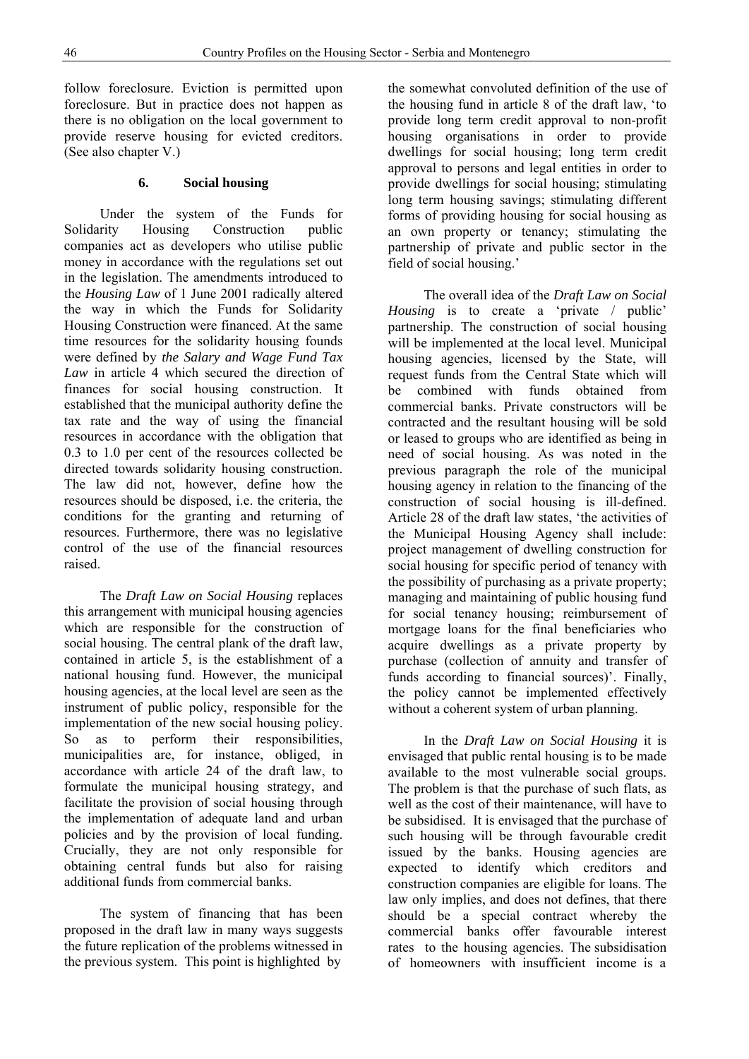follow foreclosure. Eviction is permitted upon foreclosure. But in practice does not happen as there is no obligation on the local government to provide reserve housing for evicted creditors. (See also chapter V.)

### 6. Social housing

Under the system of the Funds for Solidarity Housing Construction public companies act as developers who utilise public money in accordance with the regulations set out in the legislation. The amendments introduced to the *Housing Law* of 1 June 2001 radically altered the way in which the Funds for Solidarity Housing Construction were financed. At the same time resources for the solidarity housing founds were defined by *the Salary and Wage Fund Tax Law* in article 4 which secured the direction of finances for social housing construction. It established that the municipal authority define the tax rate and the way of using the financial resources in accordance with the obligation that 0.3 to 1.0 per cent of the resources collected be directed towards solidarity housing construction. The law did not, however, define how the resources should be disposed, i.e. the criteria, the conditions for the granting and returning of resources. Furthermore, there was no legislative control of the use of the financial resources raised.

The *Draft Law on Social Housing* replaces this arrangement with municipal housing agencies which are responsible for the construction of social housing. The central plank of the draft law, contained in article 5, is the establishment of a national housing fund. However, the municipal housing agencies, at the local level are seen as the instrument of public policy, responsible for the implementation of the new social housing policy. So as to perform their responsibilities, municipalities are, for instance, obliged, in accordance with article 24 of the draft law, to formulate the municipal housing strategy, and facilitate the provision of social housing through the implementation of adequate land and urban policies and by the provision of local funding. Crucially, they are not only responsible for obtaining central funds but also for raising additional funds from commercial banks.

The system of financing that has been proposed in the draft law in many ways suggests the future replication of the problems witnessed in the previous system. This point is highlighted by the somewhat convoluted definition of the use of the housing fund in article 8 of the draft law, 'to provide long term credit approval to non-profit housing organisations in order to provide dwellings for social housing; long term credit approval to persons and legal entities in order to provide dwellings for social housing; stimulating long term housing savings; stimulating different forms of providing housing for social housing as an own property or tenancy; stimulating the partnership of private and public sector in the field of social housing.'

The overall idea of the *Draft Law on Social Housing* is to create a 'private / public' partnership. The construction of social housing will be implemented at the local level. Municipal housing agencies, licensed by the State, will request funds from the Central State which will be combined with funds obtained from commercial banks. Private constructors will be contracted and the resultant housing will be sold or leased to groups who are identified as being in need of social housing. As was noted in the previous paragraph the role of the municipal housing agency in relation to the financing of the construction of social housing is ill-defined. Article 28 of the draft law states, 'the activities of the Municipal Housing Agency shall include: project management of dwelling construction for social housing for specific period of tenancy with the possibility of purchasing as a private property; managing and maintaining of public housing fund for social tenancy housing; reimbursement of mortgage loans for the final beneficiaries who acquire dwellings as a private property by purchase (collection of annuity and transfer of funds according to financial sources)'. Finally, the policy cannot be implemented effectively without a coherent system of urban planning.

In the *Draft Law on Social Housing* it is envisaged that public rental housing is to be made available to the most vulnerable social groups. The problem is that the purchase of such flats, as well as the cost of their maintenance, will have to be subsidised. It is envisaged that the purchase of such housing will be through favourable credit issued by the banks. Housing agencies are expected to identify which creditors and construction companies are eligible for loans. The law only implies, and does not defines, that there should be a special contract whereby the commercial banks offer favourable interest rates to the housing agencies. The subsidisation of homeowners with insufficient income is a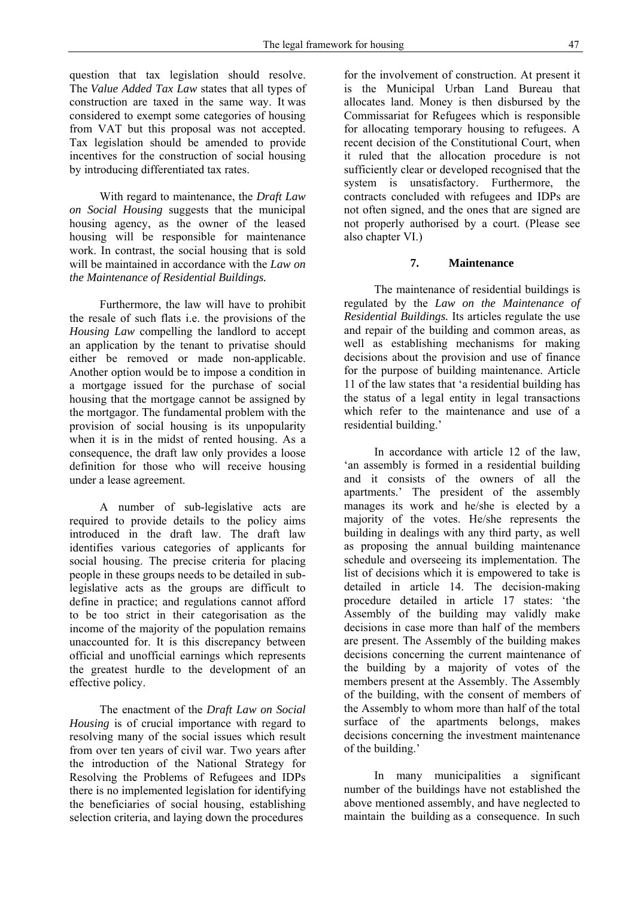question that tax legislation should resolve. The *Value Added Tax Law* states that all types of construction are taxed in the same way. It was considered to exempt some categories of housing from VAT but this proposal was not accepted. Tax legislation should be amended to provide incentives for the construction of social housing by introducing differentiated tax rates.

With regard to maintenance, the *Draft Law on Social Housing* suggests that the municipal housing agency, as the owner of the leased housing will be responsible for maintenance work. In contrast, the social housing that is sold will be maintained in accordance with the *Law on the Maintenance of Residential Buildings.*

Furthermore, the law will have to prohibit the resale of such flats i.e. the provisions of the *Housing Law* compelling the landlord to accept an application by the tenant to privatise should either be removed or made non-applicable. Another option would be to impose a condition in a mortgage issued for the purchase of social housing that the mortgage cannot be assigned by the mortgagor. The fundamental problem with the provision of social housing is its unpopularity when it is in the midst of rented housing. As a consequence, the draft law only provides a loose definition for those who will receive housing under a lease agreement.

A number of sub-legislative acts are required to provide details to the policy aims introduced in the draft law. The draft law identifies various categories of applicants for social housing. The precise criteria for placing people in these groups needs to be detailed in sub-legislative acts as the groups are difficult to define in practice; and regulations cannot afford to be too strict in their categorisation as the income of the majority of the population remains unaccounted for. It is this discrepancy between official and unofficial earnings which represents the greatest hurdle to the development of an effective policy.

The enactment of the *Draft Law on Social Housing* is of crucial importance with regard to resolving many of the social issues which result from over ten years of civil war. Two years after the introduction of the National Strategy for Resolving the Problems of Refugees and IDPs there is no implemented legislation for identifying the beneficiaries of social housing, establishing selection criteria, and laying down the procedures for the involvement of construction. At present it is the Municipal Urban Land Bureau that allocates land. Money is then disbursed by the Commissariat for Refugees which is responsible for allocating temporary housing to refugees. A recent decision of the Constitutional Court, when it ruled that the allocation procedure is not sufficiently clear or developed recognised that the system is unsatisfactory. Furthermore, the contracts concluded with refugees and IDPs are not often signed, and the ones that are signed are not properly authorised by a court. (Please see also chapter VI.)

## 7. Maintenance

The maintenance of residential buildings is regulated by the *Law on the Maintenance of Residential Buildings.* Its articles regulate the use and repair of the building and common areas, as well as establishing mechanisms for making decisions about the provision and use of finance for the purpose of building maintenance. Article 11 of the law states that 'a residential building has the status of a legal entity in legal transactions which refer to the maintenance and use of a residential building.'

In accordance with article 12 of the law, 'an assembly is formed in a residential building and it consists of the owners of all the apartments.' The president of the assembly manages its work and he/she is elected by a majority of the votes. He/she represents the building in dealings with any third party, as well as proposing the annual building maintenance schedule and overseeing its implementation. The list of decisions which it is empowered to take is detailed in article 14. The decision-making procedure detailed in article 17 states: 'the Assembly of the building may validly make decisions in case more than half of the members are present. The Assembly of the building makes decisions concerning the current maintenance of the building by a majority of votes of the members present at the Assembly. The Assembly of the building, with the consent of members of the Assembly to whom more than half of the total surface of the apartments belongs, makes decisions concerning the investment maintenance of the building.'

In many municipalities a significant number of the buildings have not established the above mentioned assembly, and have neglected to maintain the building as a consequence. In such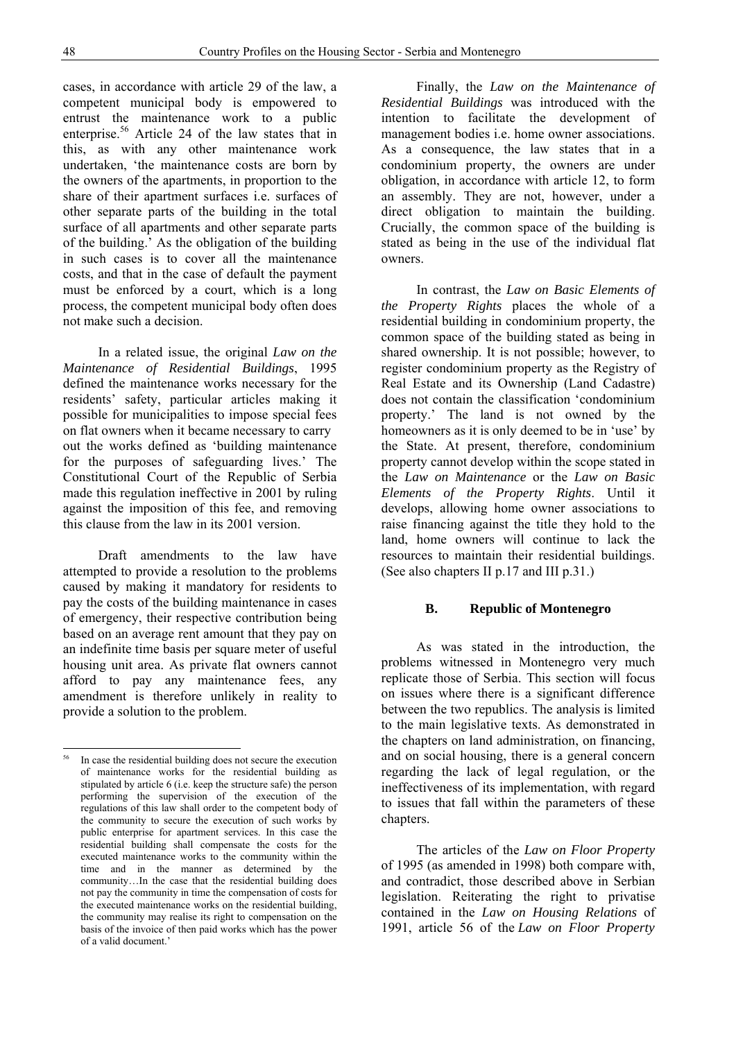cases, in accordance with article 29 of the law, a competent municipal body is empowered to entrust the maintenance work to a public enterprise.[56] Article 24 of the law states that in this, as with any other maintenance work undertaken, 'the maintenance costs are born by the owners of the apartments, in proportion to the share of their apartment surfaces i.e. surfaces of other separate parts of the building in the total surface of all apartments and other separate parts of the building.' As the obligation of the building in such cases is to cover all the maintenance costs, and that in the case of default the payment must be enforced by a court, which is a long process, the competent municipal body often does not make such a decision.

In a related issue, the original *Law on the Maintenance of Residential Buildings*, 1995 defined the maintenance works necessary for the residents' safety, particular articles making it possible for municipalities to impose special fees on flat owners when it became necessary to carry out the works defined as 'building maintenance for the purposes of safeguarding lives.' The Constitutional Court of the Republic of Serbia made this regulation ineffective in 2001 by ruling against the imposition of this fee, and removing this clause from the law in its 2001 version.

Draft amendments to the law have attempted to provide a resolution to the problems caused by making it mandatory for residents to pay the costs of the building maintenance in cases of emergency, their respective contribution being based on an average rent amount that they pay on an indefinite time basis per square meter of useful housing unit area. As private flat owners cannot afford to pay any maintenance fees, any amendment is therefore unlikely in reality to provide a solution to the problem.

Finally, the *Law on the Maintenance of Residential Buildings* was introduced with the intention to facilitate the development of management bodies i.e. home owner associations. As a consequence, the law states that in a condominium property, the owners are under obligation, in accordance with article 12, to form an assembly. They are not, however, under a direct obligation to maintain the building. Crucially, the common space of the building is stated as being in the use of the individual flat owners.

In contrast, the *Law on Basic Elements of the Property Rights* places the whole of a residential building in condominium property, the common space of the building stated as being in shared ownership. It is not possible; however, to register condominium property as the Registry of Real Estate and its Ownership (Land Cadastre) does not contain the classification 'condominium property.' The land is not owned by the homeowners as it is only deemed to be in 'use' by the State. At present, therefore, condominium property cannot develop within the scope stated in the *Law on Maintenance* or the *Law on Basic Elements of the Property Rights*. Until it develops, allowing home owner associations to raise financing against the title they hold to the land, home owners will continue to lack the resources to maintain their residential buildings. (See also chapters II p.17 and III p.31.)

## B. Republic of Montenegro

As was stated in the introduction, the problems witnessed in Montenegro very much replicate those of Serbia. This section will focus on issues where there is a significant difference between the two republics. The analysis is limited to the main legislative texts. As demonstrated in the chapters on land administration, on financing, and on social housing, there is a general concern regarding the lack of legal regulation, or the ineffectiveness of its implementation, with regard to issues that fall within the parameters of these chapters.

The articles of the *Law on Floor Property* of 1995 (as amended in 1998) both compare with, and contradict, those described above in Serbian legislation. Reiterating the right to privatise contained in the *Law on Housing Relations* of 1991, article 56 of the *Law on Floor Property*

---

[56] In case the residential building does not secure the execution of maintenance works for the residential building as stipulated by article 6 (i.e. keep the structure safe) the person performing the supervision of the execution of the regulations of this law shall order to the competent body of the community to secure the execution of such works by public enterprise for apartment services. In this case the residential building shall compensate the costs for the executed maintenance works to the community within the time and in the manner as determined by the community…In the case that the residential building does not pay the community in time the compensation of costs for the executed maintenance works on the residential building, the community may realise its right to compensation on the basis of the invoice of then paid works which has the power of a valid document.'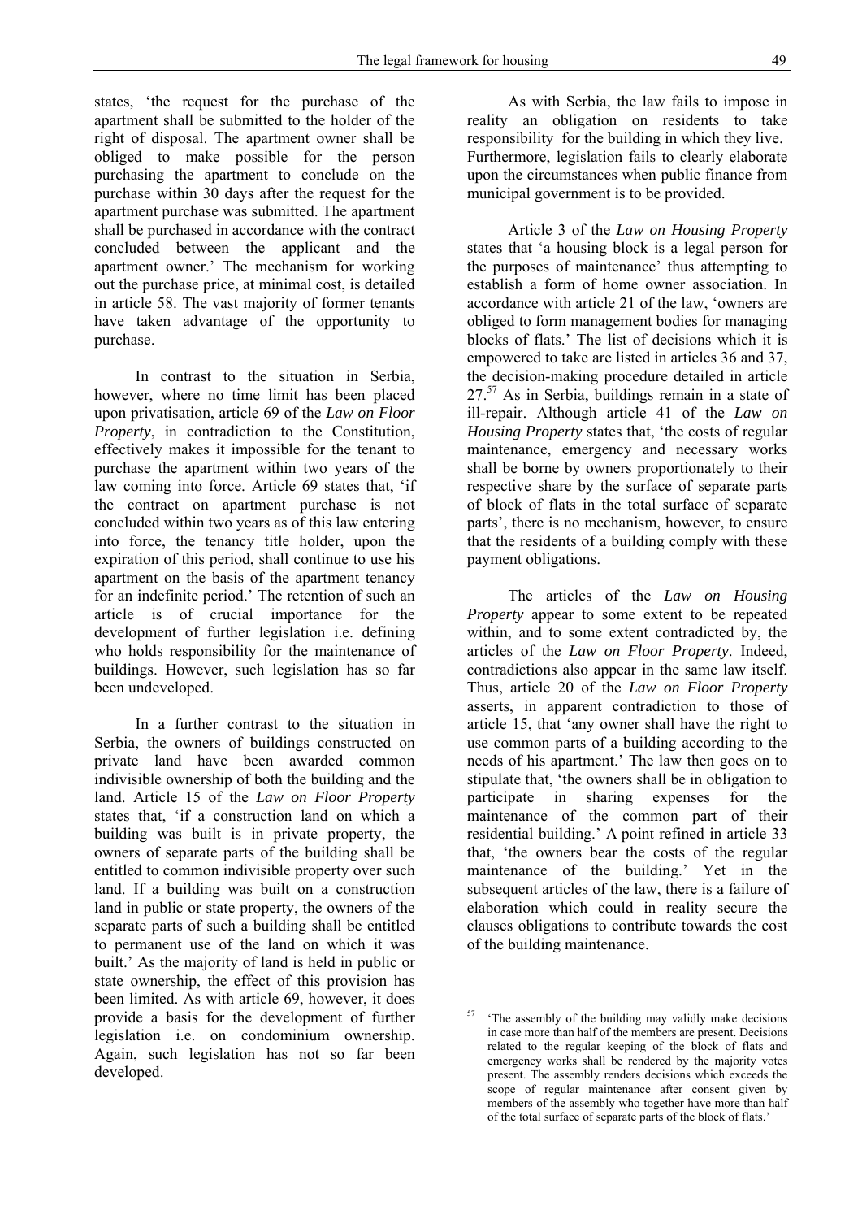states, 'the request for the purchase of the apartment shall be submitted to the holder of the right of disposal. The apartment owner shall be obliged to make possible for the person purchasing the apartment to conclude on the purchase within 30 days after the request for the apartment purchase was submitted. The apartment shall be purchased in accordance with the contract concluded between the applicant and the apartment owner.' The mechanism for working out the purchase price, at minimal cost, is detailed in article 58. The vast majority of former tenants have taken advantage of the opportunity to purchase.

In contrast to the situation in Serbia, however, where no time limit has been placed upon privatisation, article 69 of the *Law on Floor Property*, in contradiction to the Constitution, effectively makes it impossible for the tenant to purchase the apartment within two years of the law coming into force. Article 69 states that, 'if the contract on apartment purchase is not concluded within two years as of this law entering into force, the tenancy title holder, upon the expiration of this period, shall continue to use his apartment on the basis of the apartment tenancy for an indefinite period.' The retention of such an article is of crucial importance for the development of further legislation i.e. defining who holds responsibility for the maintenance of buildings. However, such legislation has so far been undeveloped.

In a further contrast to the situation in Serbia, the owners of buildings constructed on private land have been awarded common indivisible ownership of both the building and the land. Article 15 of the *Law on Floor Property* states that, 'if a construction land on which a building was built is in private property, the owners of separate parts of the building shall be entitled to common indivisible property over such land. If a building was built on a construction land in public or state property, the owners of the separate parts of such a building shall be entitled to permanent use of the land on which it was built.' As the majority of land is held in public or state ownership, the effect of this provision has been limited. As with article 69, however, it does provide a basis for the development of further legislation i.e. on condominium ownership. Again, such legislation has not so far been developed.

As with Serbia, the law fails to impose in reality an obligation on residents to take responsibility for the building in which they live. Furthermore, legislation fails to clearly elaborate upon the circumstances when public finance from municipal government is to be provided.

Article 3 of the *Law on Housing Property* states that 'a housing block is a legal person for the purposes of maintenance' thus attempting to establish a form of home owner association. In accordance with article 21 of the law, 'owners are obliged to form management bodies for managing blocks of flats.' The list of decisions which it is empowered to take are listed in articles 36 and 37, the decision-making procedure detailed in article 27.[57] As in Serbia, buildings remain in a state of ill-repair. Although article 41 of the *Law on Housing Property* states that, 'the costs of regular maintenance, emergency and necessary works shall be borne by owners proportionately to their respective share by the surface of separate parts of block of flats in the total surface of separate parts', there is no mechanism, however, to ensure that the residents of a building comply with these payment obligations.

The articles of the *Law on Housing Property* appear to some extent to be repeated within, and to some extent contradicted by, the articles of the *Law on Floor Property*. Indeed, contradictions also appear in the same law itself. Thus, article 20 of the *Law on Floor Property* asserts, in apparent contradiction to those of article 15, that 'any owner shall have the right to use common parts of a building according to the needs of his apartment.' The law then goes on to stipulate that, 'the owners shall be in obligation to participate in sharing expenses for the maintenance of the common part of their residential building.' A point refined in article 33 that, 'the owners bear the costs of the regular maintenance of the building.' Yet in the subsequent articles of the law, there is a failure of elaboration which could in reality secure the clauses obligations to contribute towards the cost of the building maintenance.

[57] 'The assembly of the building may validly make decisions in case more than half of the members are present. Decisions related to the regular keeping of the block of flats and emergency works shall be rendered by the majority votes present. The assembly renders decisions which exceeds the scope of regular maintenance after consent given by members of the assembly who together have more than half of the total surface of separate parts of the block of flats.'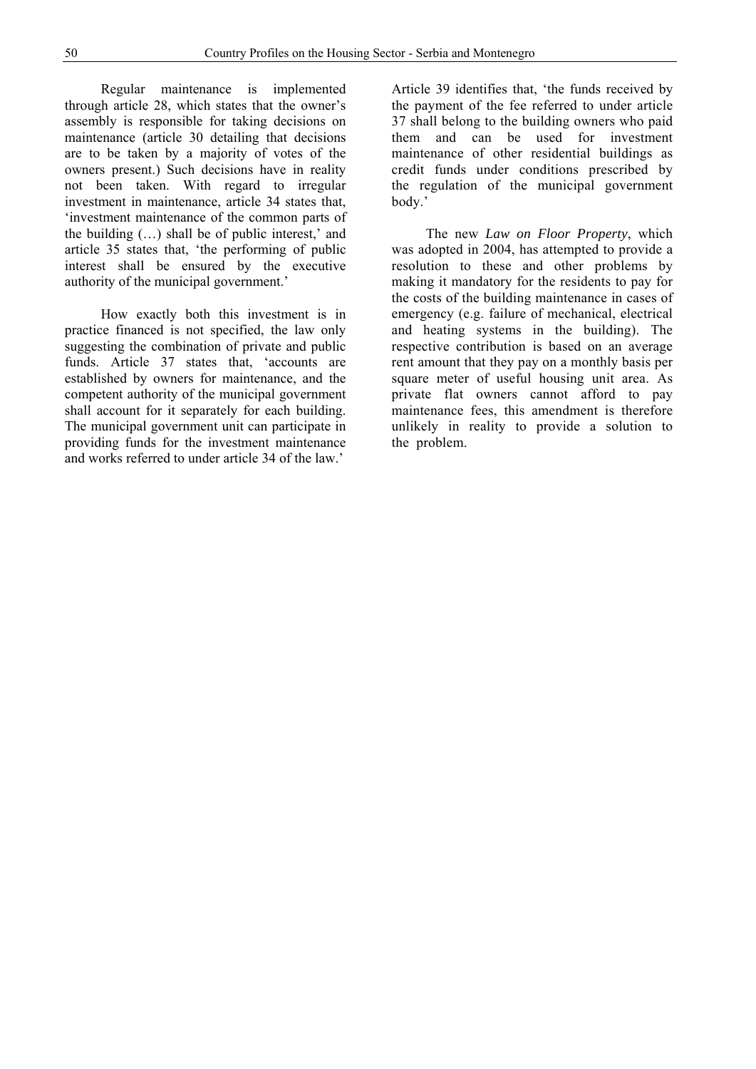Regular maintenance is implemented through article 28, which states that the owner's assembly is responsible for taking decisions on maintenance (article 30 detailing that decisions are to be taken by a majority of votes of the owners present.) Such decisions have in reality not been taken. With regard to irregular investment in maintenance, article 34 states that, 'investment maintenance of the common parts of the building (…) shall be of public interest,' and article 35 states that, 'the performing of public interest shall be ensured by the executive authority of the municipal government.'

How exactly both this investment is in practice financed is not specified, the law only suggesting the combination of private and public funds. Article 37 states that, 'accounts are established by owners for maintenance, and the competent authority of the municipal government shall account for it separately for each building. The municipal government unit can participate in providing funds for the investment maintenance and works referred to under article 34 of the law.'

Article 39 identifies that, 'the funds received by the payment of the fee referred to under article 37 shall belong to the building owners who paid them and can be used for investment maintenance of other residential buildings as credit funds under conditions prescribed by the regulation of the municipal government body.'

The new *Law on Floor Property*, which was adopted in 2004, has attempted to provide a resolution to these and other problems by making it mandatory for the residents to pay for the costs of the building maintenance in cases of emergency (e.g. failure of mechanical, electrical and heating systems in the building). The respective contribution is based on an average rent amount that they pay on a monthly basis per square meter of useful housing unit area. As private flat owners cannot afford to pay maintenance fees, this amendment is therefore unlikely in reality to provide a solution to the problem.